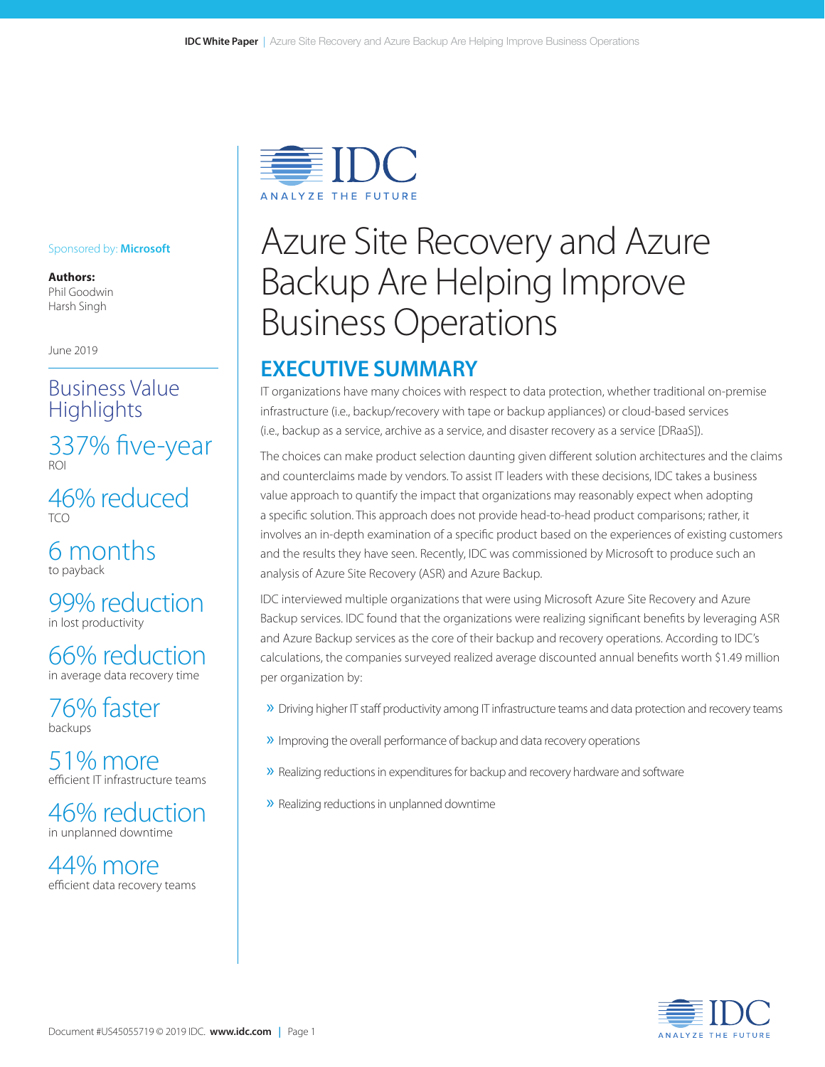# Azure Site Recovery and Azure Backup Are Helping Improve Business Operations

Sponsored by: **Microsoft**

**Authors:**
Phil Goodwin
Harsh Singh

June 2019

## Business Value Highlights

**337% five-year** ROI

**46% reduced** TCO

**6 months** to payback

**99% reduction** in lost productivity

**66% reduction** in average data recovery time

**76% faster** backups

**51% more** efficient IT infrastructure teams

**46% reduction** in unplanned downtime

**44% more** efficient data recovery teams

## EXECUTIVE SUMMARY

IT organizations have many choices with respect to data protection, whether traditional on-premise infrastructure (i.e., backup/recovery with tape or backup appliances) or cloud-based services (i.e., backup as a service, archive as a service, and disaster recovery as a service [DRaaS]).

The choices can make product selection daunting given different solution architectures and the claims and counterclaims made by vendors. To assist IT leaders with these decisions, IDC takes a business value approach to quantify the impact that organizations may reasonably expect when adopting a specific solution. This approach does not provide head-to-head product comparisons; rather, it involves an in-depth examination of a specific product based on the experiences of existing customers and the results they have seen. Recently, IDC was commissioned by Microsoft to produce such an analysis of Azure Site Recovery (ASR) and Azure Backup.

IDC interviewed multiple organizations that were using Microsoft Azure Site Recovery and Azure Backup services. IDC found that the organizations were realizing significant benefits by leveraging ASR and Azure Backup services as the core of their backup and recovery operations. According to IDC's calculations, the companies surveyed realized average discounted annual benefits worth $1.49 million per organization by:

- Driving higher IT staff productivity among IT infrastructure teams and data protection and recovery teams
- Improving the overall performance of backup and data recovery operations
- Realizing reductions in expenditures for backup and recovery hardware and software
- Realizing reductions in unplanned downtime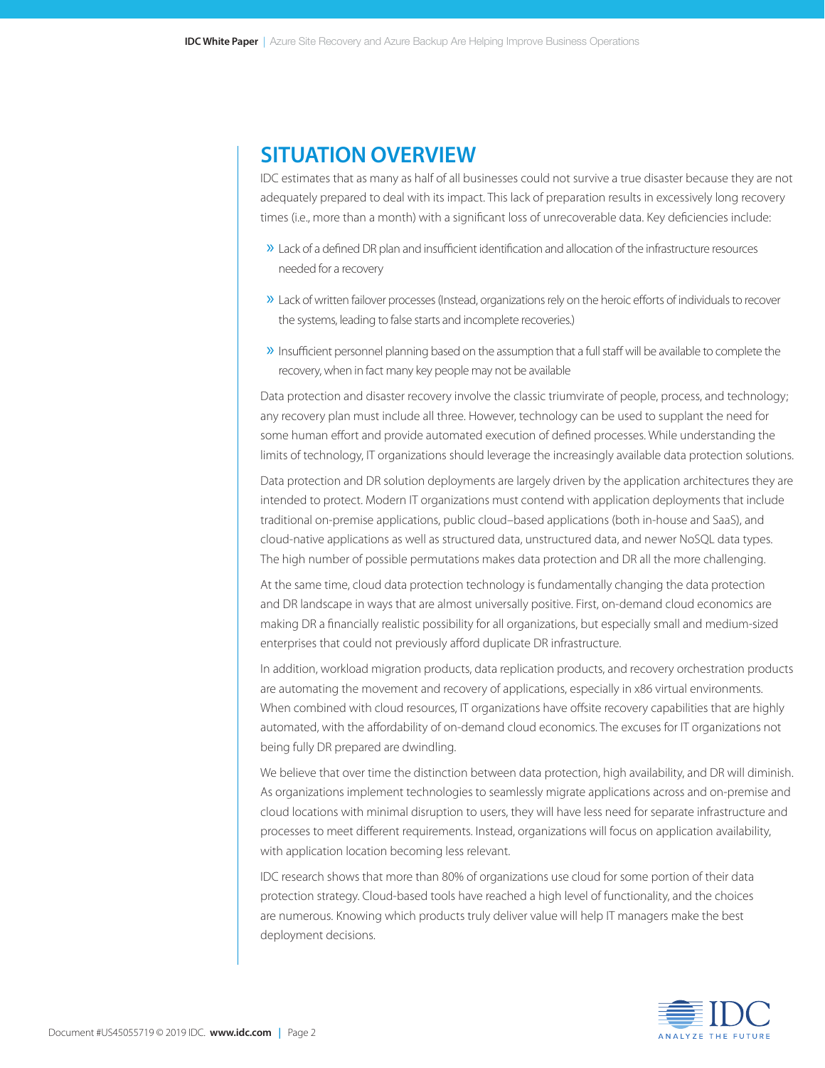## SITUATION OVERVIEW

IDC estimates that as many as half of all businesses could not survive a true disaster because they are not adequately prepared to deal with its impact. This lack of preparation results in excessively long recovery times (i.e., more than a month) with a significant loss of unrecoverable data. Key deficiencies include:

- Lack of a defined DR plan and insufficient identification and allocation of the infrastructure resources needed for a recovery
- Lack of written failover processes (Instead, organizations rely on the heroic efforts of individuals to recover the systems, leading to false starts and incomplete recoveries.)
- Insufficient personnel planning based on the assumption that a full staff will be available to complete the recovery, when in fact many key people may not be available

Data protection and disaster recovery involve the classic triumvirate of people, process, and technology; any recovery plan must include all three. However, technology can be used to supplant the need for some human effort and provide automated execution of defined processes. While understanding the limits of technology, IT organizations should leverage the increasingly available data protection solutions.

Data protection and DR solution deployments are largely driven by the application architectures they are intended to protect. Modern IT organizations must contend with application deployments that include traditional on-premise applications, public cloud–based applications (both in-house and SaaS), and cloud-native applications as well as structured data, unstructured data, and newer NoSQL data types. The high number of possible permutations makes data protection and DR all the more challenging.

At the same time, cloud data protection technology is fundamentally changing the data protection and DR landscape in ways that are almost universally positive. First, on-demand cloud economics are making DR a financially realistic possibility for all organizations, but especially small and medium-sized enterprises that could not previously afford duplicate DR infrastructure.

In addition, workload migration products, data replication products, and recovery orchestration products are automating the movement and recovery of applications, especially in x86 virtual environments. When combined with cloud resources, IT organizations have offsite recovery capabilities that are highly automated, with the affordability of on-demand cloud economics. The excuses for IT organizations not being fully DR prepared are dwindling.

We believe that over time the distinction between data protection, high availability, and DR will diminish. As organizations implement technologies to seamlessly migrate applications across and on-premise and cloud locations with minimal disruption to users, they will have less need for separate infrastructure and processes to meet different requirements. Instead, organizations will focus on application availability, with application location becoming less relevant.

IDC research shows that more than 80% of organizations use cloud for some portion of their data protection strategy. Cloud-based tools have reached a high level of functionality, and the choices are numerous. Knowing which products truly deliver value will help IT managers make the best deployment decisions.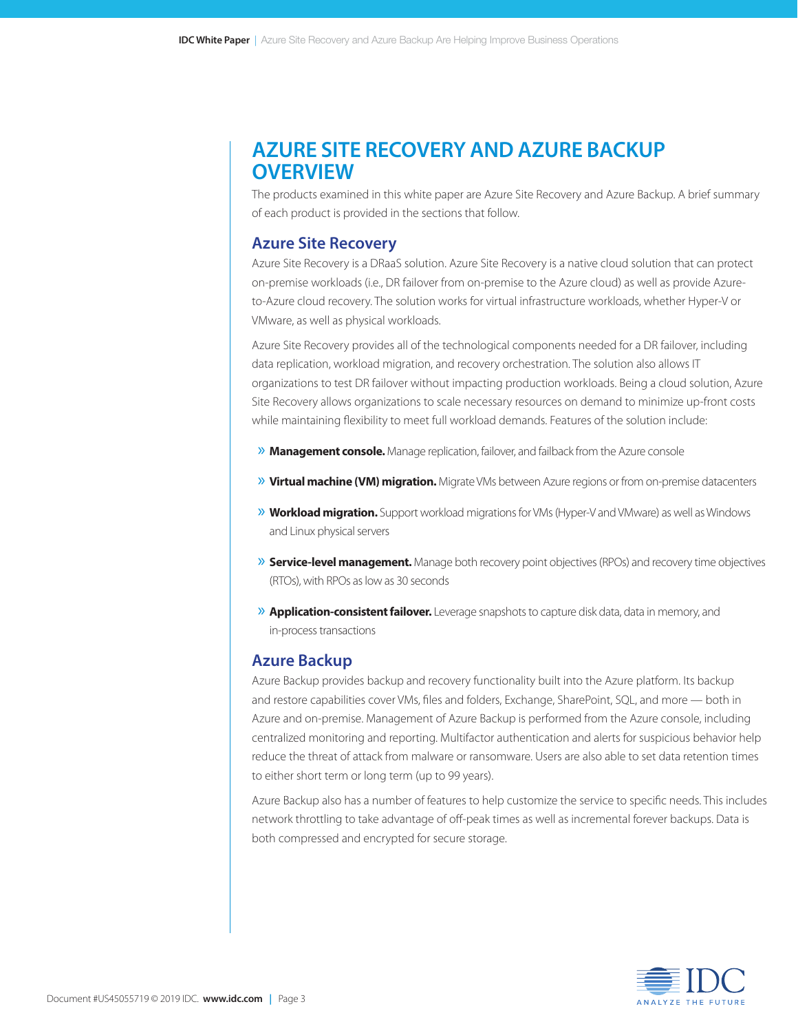# AZURE SITE RECOVERY AND AZURE BACKUP OVERVIEW

The products examined in this white paper are Azure Site Recovery and Azure Backup. A brief summary of each product is provided in the sections that follow.

## Azure Site Recovery

Azure Site Recovery is a DRaaS solution. Azure Site Recovery is a native cloud solution that can protect on-premise workloads (i.e., DR failover from on-premise to the Azure cloud) as well as provide Azure-to-Azure cloud recovery. The solution works for virtual infrastructure workloads, whether Hyper-V or VMware, as well as physical workloads.

Azure Site Recovery provides all of the technological components needed for a DR failover, including data replication, workload migration, and recovery orchestration. The solution also allows IT organizations to test DR failover without impacting production workloads. Being a cloud solution, Azure Site Recovery allows organizations to scale necessary resources on demand to minimize up-front costs while maintaining flexibility to meet full workload demands. Features of the solution include:

- **Management console.** Manage replication, failover, and failback from the Azure console
- **Virtual machine (VM) migration.** Migrate VMs between Azure regions or from on-premise datacenters
- **Workload migration.** Support workload migrations for VMs (Hyper-V and VMware) as well as Windows and Linux physical servers
- **Service-level management.** Manage both recovery point objectives (RPOs) and recovery time objectives (RTOs), with RPOs as low as 30 seconds
- **Application-consistent failover.** Leverage snapshots to capture disk data, data in memory, and in-process transactions

## Azure Backup

Azure Backup provides backup and recovery functionality built into the Azure platform. Its backup and restore capabilities cover VMs, files and folders, Exchange, SharePoint, SQL, and more — both in Azure and on-premise. Management of Azure Backup is performed from the Azure console, including centralized monitoring and reporting. Multifactor authentication and alerts for suspicious behavior help reduce the threat of attack from malware or ransomware. Users are also able to set data retention times to either short term or long term (up to 99 years).

Azure Backup also has a number of features to help customize the service to specific needs. This includes network throttling to take advantage of off-peak times as well as incremental forever backups. Data is both compressed and encrypted for secure storage.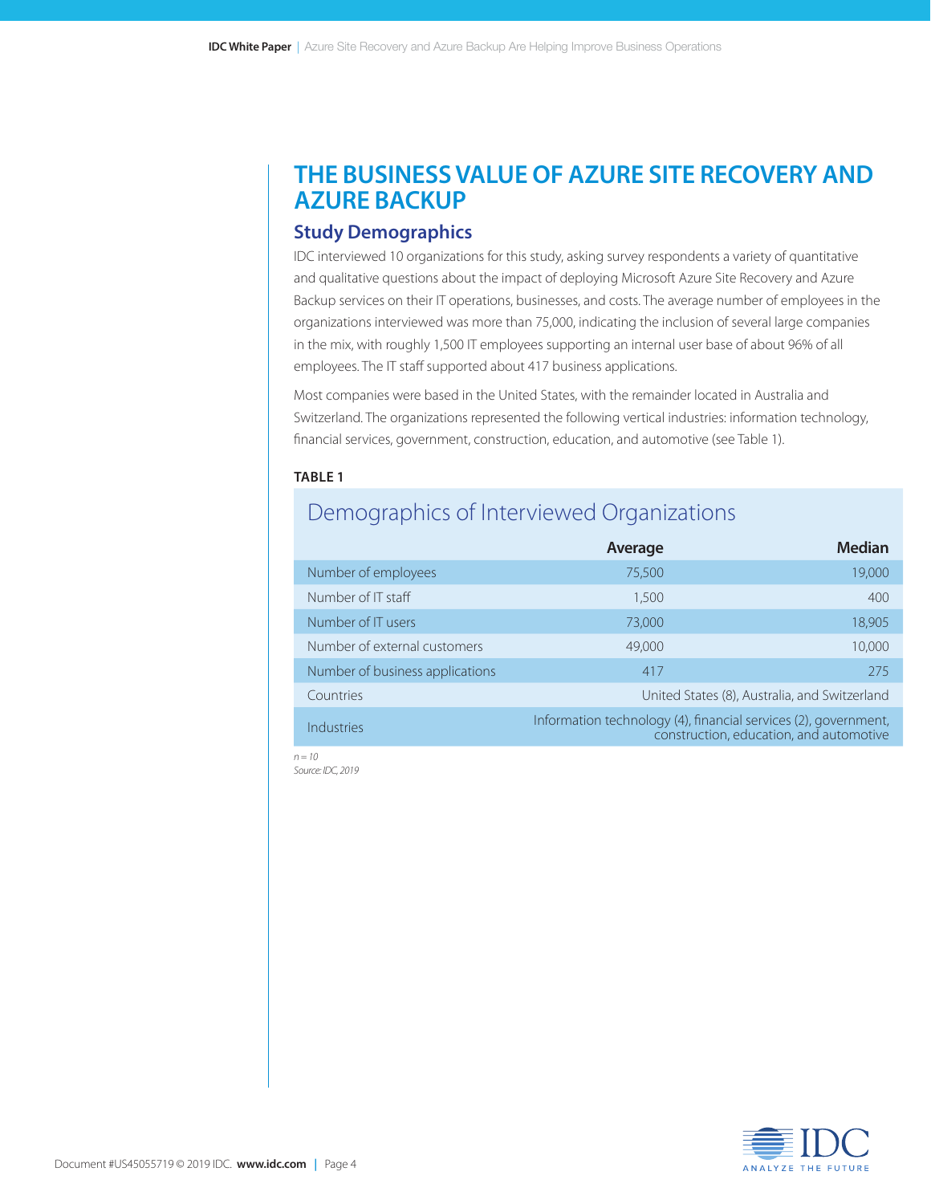# THE BUSINESS VALUE OF AZURE SITE RECOVERY AND AZURE BACKUP

## Study Demographics

IDC interviewed 10 organizations for this study, asking survey respondents a variety of quantitative and qualitative questions about the impact of deploying Microsoft Azure Site Recovery and Azure Backup services on their IT operations, businesses, and costs. The average number of employees in the organizations interviewed was more than 75,000, indicating the inclusion of several large companies in the mix, with roughly 1,500 IT employees supporting an internal user base of about 96% of all employees. The IT staff supported about 417 business applications.

Most companies were based in the United States, with the remainder located in Australia and Switzerland. The organizations represented the following vertical industries: information technology, financial services, government, construction, education, and automotive (see Table 1).

**TABLE 1**

### Demographics of Interviewed Organizations

| | Average | Median |
|---|---|---|
| Number of employees | 75,500 | 19,000 |
| Number of IT staff | 1,500 | 400 |
| Number of IT users | 73,000 | 18,905 |
| Number of external customers | 49,000 | 10,000 |
| Number of business applications | 417 | 275 |
| Countries | United States (8), Australia, and Switzerland | |
| Industries | Information technology (4), financial services (2), government, construction, education, and automotive | |

*n = 10*
*Source: IDC, 2019*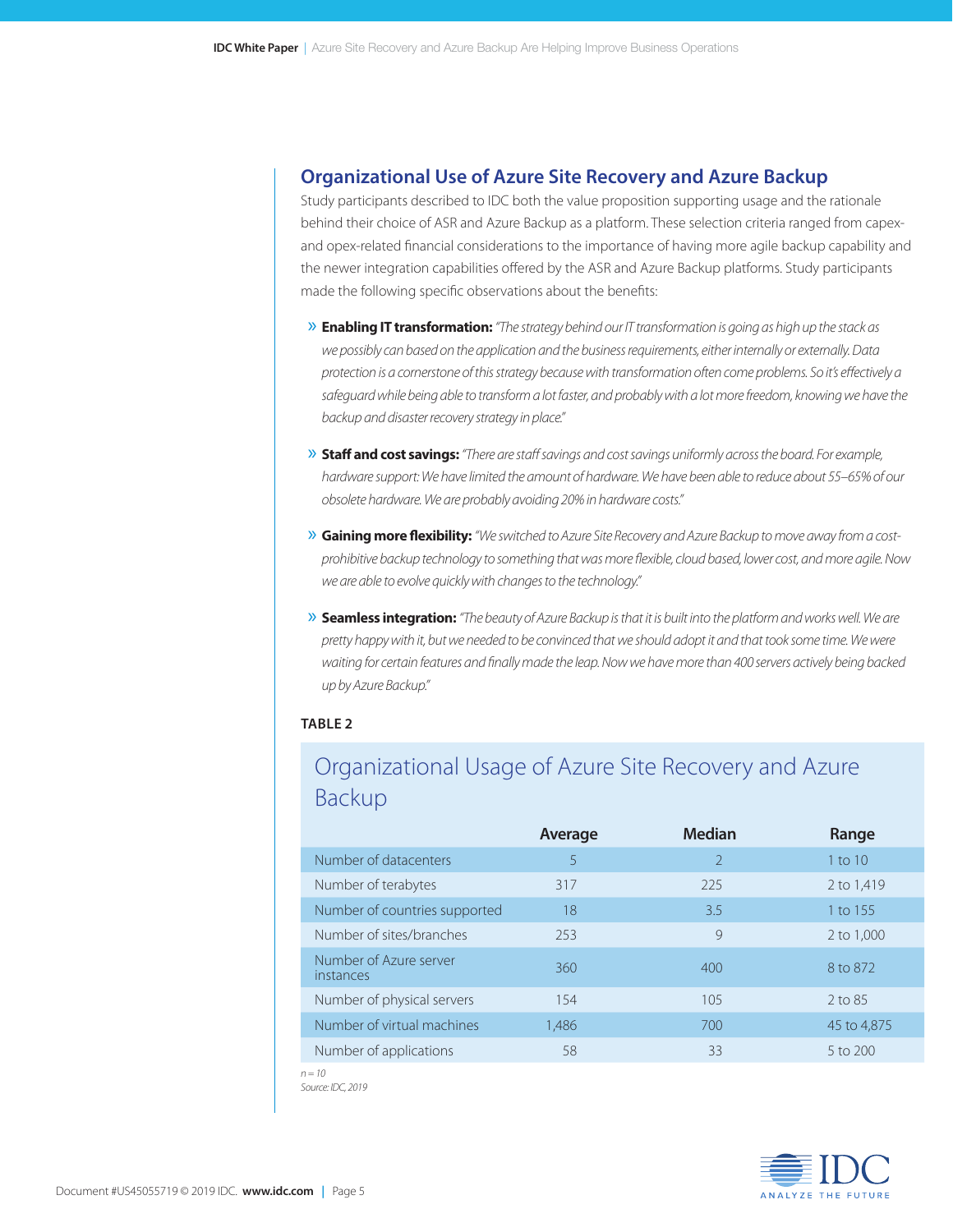## Organizational Use of Azure Site Recovery and Azure Backup

Study participants described to IDC both the value proposition supporting usage and the rationale behind their choice of ASR and Azure Backup as a platform. These selection criteria ranged from capex- and opex-related financial considerations to the importance of having more agile backup capability and the newer integration capabilities offered by the ASR and Azure Backup platforms. Study participants made the following specific observations about the benefits:

- **Enabling IT transformation:** *"The strategy behind our IT transformation is going as high up the stack as we possibly can based on the application and the business requirements, either internally or externally. Data protection is a cornerstone of this strategy because with transformation often come problems. So it's effectively a safeguard while being able to transform a lot faster, and probably with a lot more freedom, knowing we have the backup and disaster recovery strategy in place."*

- **Staff and cost savings:** *"There are staff savings and cost savings uniformly across the board. For example, hardware support: We have limited the amount of hardware. We have been able to reduce about 55–65% of our obsolete hardware. We are probably avoiding 20% in hardware costs."*

- **Gaining more flexibility:** *"We switched to Azure Site Recovery and Azure Backup to move away from a cost-prohibitive backup technology to something that was more flexible, cloud based, lower cost, and more agile. Now we are able to evolve quickly with changes to the technology."*

- **Seamless integration:** *"The beauty of Azure Backup is that it is built into the platform and works well. We are pretty happy with it, but we needed to be convinced that we should adopt it and that took some time. We were waiting for certain features and finally made the leap. Now we have more than 400 servers actively being backed up by Azure Backup."*

**TABLE 2**

### Organizational Usage of Azure Site Recovery and Azure Backup

| | Average | Median | Range |
|---|---|---|---|
| Number of datacenters | 5 | 2 | 1 to 10 |
| Number of terabytes | 317 | 225 | 2 to 1,419 |
| Number of countries supported | 18 | 3.5 | 1 to 155 |
| Number of sites/branches | 253 | 9 | 2 to 1,000 |
| Number of Azure server instances | 360 | 400 | 8 to 872 |
| Number of physical servers | 154 | 105 | 2 to 85 |
| Number of virtual machines | 1,486 | 700 | 45 to 4,875 |
| Number of applications | 58 | 33 | 5 to 200 |

*n = 10*

*Source: IDC, 2019*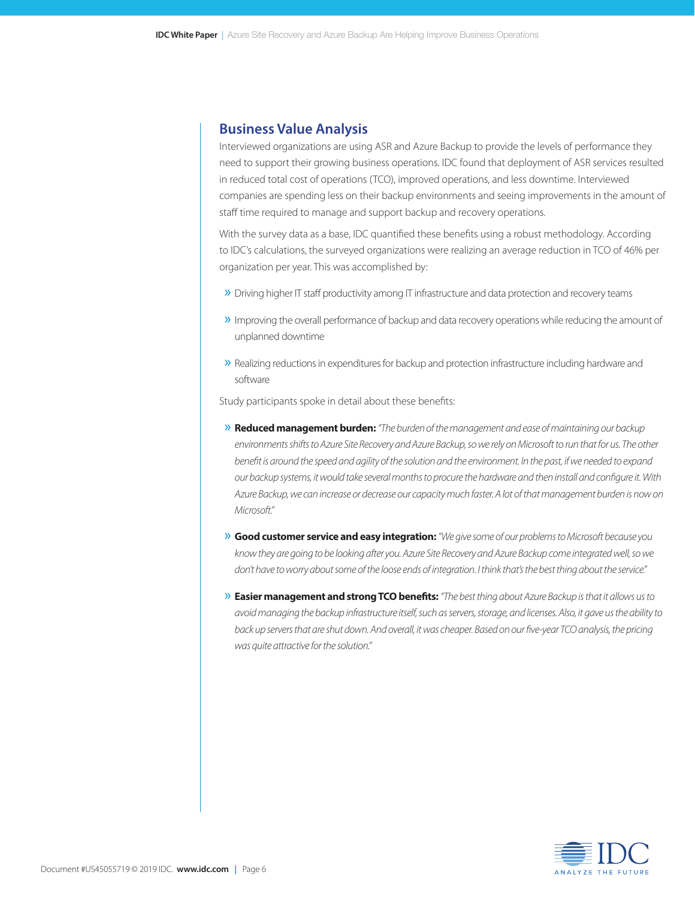## Business Value Analysis

Interviewed organizations are using ASR and Azure Backup to provide the levels of performance they need to support their growing business operations. IDC found that deployment of ASR services resulted in reduced total cost of operations (TCO), improved operations, and less downtime. Interviewed companies are spending less on their backup environments and seeing improvements in the amount of staff time required to manage and support backup and recovery operations.

With the survey data as a base, IDC quantified these benefits using a robust methodology. According to IDC's calculations, the surveyed organizations were realizing an average reduction in TCO of 46% per organization per year. This was accomplished by:

- Driving higher IT staff productivity among IT infrastructure and data protection and recovery teams
- Improving the overall performance of backup and data recovery operations while reducing the amount of unplanned downtime
- Realizing reductions in expenditures for backup and protection infrastructure including hardware and software

Study participants spoke in detail about these benefits:

- **Reduced management burden:** *"The burden of the management and ease of maintaining our backup environments shifts to Azure Site Recovery and Azure Backup, so we rely on Microsoft to run that for us. The other benefit is around the speed and agility of the solution and the environment. In the past, if we needed to expand our backup systems, it would take several months to procure the hardware and then install and configure it. With Azure Backup, we can increase or decrease our capacity much faster. A lot of that management burden is now on Microsoft."*
- **Good customer service and easy integration:** *"We give some of our problems to Microsoft because you know they are going to be looking after you. Azure Site Recovery and Azure Backup come integrated well, so we don't have to worry about some of the loose ends of integration. I think that's the best thing about the service."*
- **Easier management and strong TCO benefits:** *"The best thing about Azure Backup is that it allows us to avoid managing the backup infrastructure itself, such as servers, storage, and licenses. Also, it gave us the ability to back up servers that are shut down. And overall, it was cheaper. Based on our five-year TCO analysis, the pricing was quite attractive for the solution."*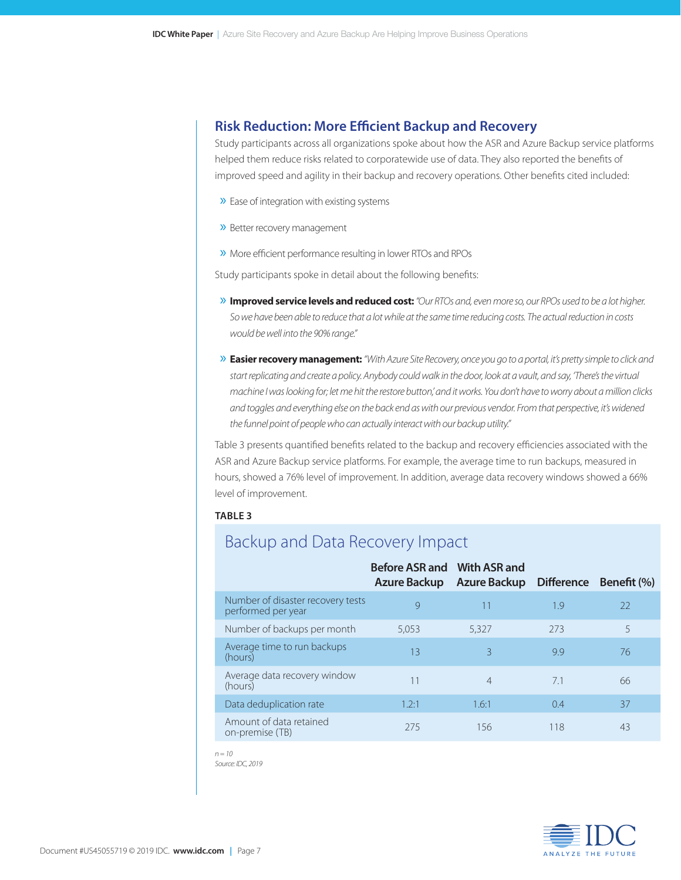## Risk Reduction: More Efficient Backup and Recovery

Study participants across all organizations spoke about how the ASR and Azure Backup service platforms helped them reduce risks related to corporatewide use of data. They also reported the benefits of improved speed and agility in their backup and recovery operations. Other benefits cited included:

- Ease of integration with existing systems
- Better recovery management
- More efficient performance resulting in lower RTOs and RPOs

Study participants spoke in detail about the following benefits:

- **Improved service levels and reduced cost:** *"Our RTOs and, even more so, our RPOs used to be a lot higher. So we have been able to reduce that a lot while at the same time reducing costs. The actual reduction in costs would be well into the 90% range."*
- **Easier recovery management:** *"With Azure Site Recovery, once you go to a portal, it's pretty simple to click and start replicating and create a policy. Anybody could walk in the door, look at a vault, and say, 'There's the virtual machine I was looking for; let me hit the restore button,' and it works. You don't have to worry about a million clicks and toggles and everything else on the back end as with our previous vendor. From that perspective, it's widened the funnel point of people who can actually interact with our backup utility."*

Table 3 presents quantified benefits related to the backup and recovery efficiencies associated with the ASR and Azure Backup service platforms. For example, the average time to run backups, measured in hours, showed a 76% level of improvement. In addition, average data recovery windows showed a 66% level of improvement.

**TABLE 3**

### Backup and Data Recovery Impact

| | Before ASR and Azure Backup | With ASR and Azure Backup | Difference | Benefit (%) |
|---|---|---|---|---|
| Number of disaster recovery tests performed per year | 9 | 11 | 1.9 | 22 |
| Number of backups per month | 5,053 | 5,327 | 273 | 5 |
| Average time to run backups (hours) | 13 | 3 | 9.9 | 76 |
| Average data recovery window (hours) | 11 | 4 | 7.1 | 66 |
| Data deduplication rate | 1.2:1 | 1.6:1 | 0.4 | 37 |
| Amount of data retained on-premise (TB) | 275 | 156 | 118 | 43 |

*n = 10*
*Source: IDC, 2019*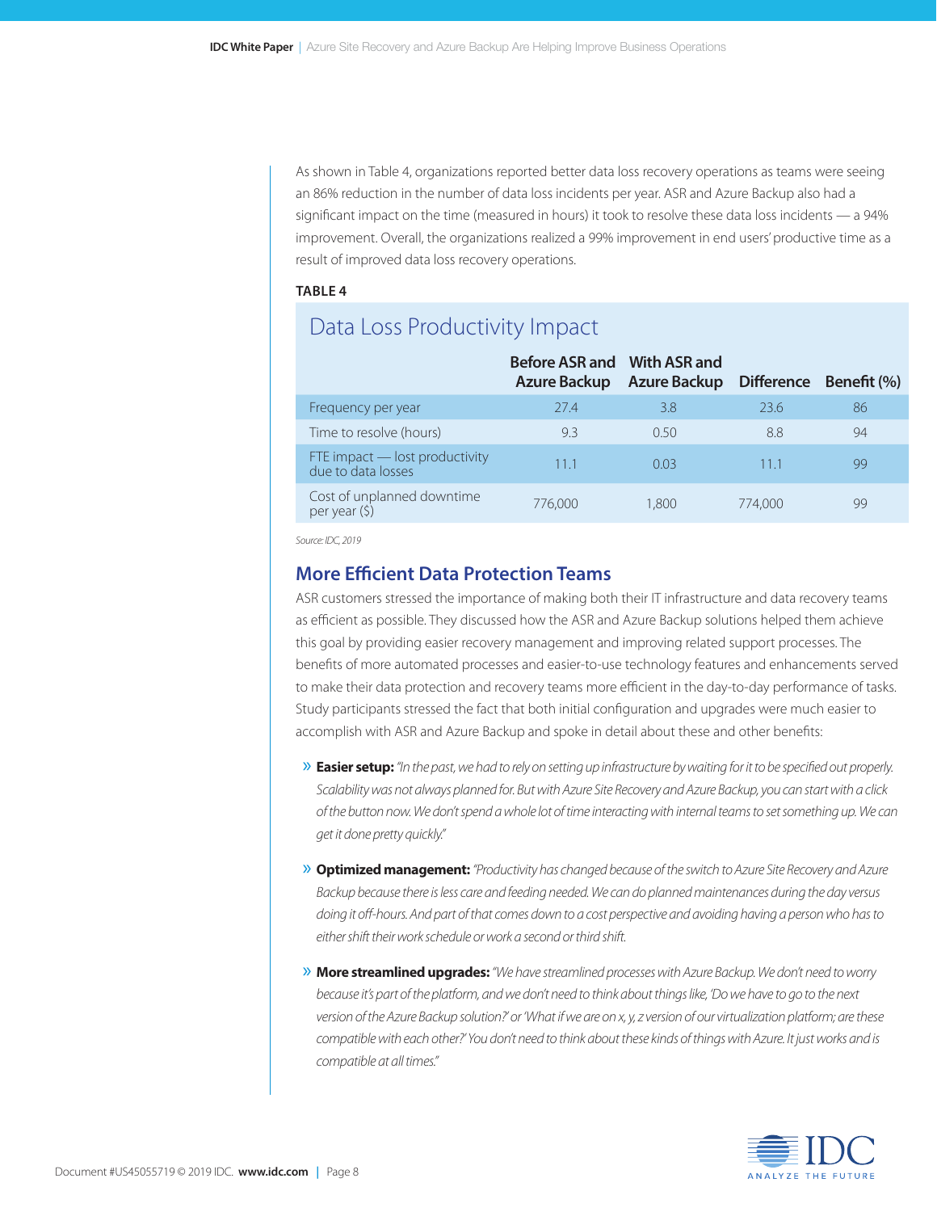As shown in Table 4, organizations reported better data loss recovery operations as teams were seeing an 86% reduction in the number of data loss incidents per year. ASR and Azure Backup also had a significant impact on the time (measured in hours) it took to resolve these data loss incidents — a 94% improvement. Overall, the organizations realized a 99% improvement in end users' productive time as a result of improved data loss recovery operations.

**TABLE 4**

## Data Loss Productivity Impact

| | Before ASR and Azure Backup | With ASR and Azure Backup | Difference | Benefit (%) |
|---|---|---|---|---|
| Frequency per year | 27.4 | 3.8 | 23.6 | 86 |
| Time to resolve (hours) | 9.3 | 0.50 | 8.8 | 94 |
| FTE impact — lost productivity due to data losses | 11.1 | 0.03 | 11.1 | 99 |
| Cost of unplanned downtime per year ($) | 776,000 | 1,800 | 774,000 | 99 |

*Source: IDC, 2019*

## More Efficient Data Protection Teams

ASR customers stressed the importance of making both their IT infrastructure and data recovery teams as efficient as possible. They discussed how the ASR and Azure Backup solutions helped them achieve this goal by providing easier recovery management and improving related support processes. The benefits of more automated processes and easier-to-use technology features and enhancements served to make their data protection and recovery teams more efficient in the day-to-day performance of tasks. Study participants stressed the fact that both initial configuration and upgrades were much easier to accomplish with ASR and Azure Backup and spoke in detail about these and other benefits:

- **Easier setup:** *"In the past, we had to rely on setting up infrastructure by waiting for it to be specified out properly. Scalability was not always planned for. But with Azure Site Recovery and Azure Backup, you can start with a click of the button now. We don't spend a whole lot of time interacting with internal teams to set something up. We can get it done pretty quickly."*

- **Optimized management:** *"Productivity has changed because of the switch to Azure Site Recovery and Azure Backup because there is less care and feeding needed. We can do planned maintenances during the day versus doing it off-hours. And part of that comes down to a cost perspective and avoiding having a person who has to either shift their work schedule or work a second or third shift.*

- **More streamlined upgrades:** *"We have streamlined processes with Azure Backup. We don't need to worry because it's part of the platform, and we don't need to think about things like, 'Do we have to go to the next version of the Azure Backup solution?' or 'What if we are on x, y, z version of our virtualization platform; are these compatible with each other?' You don't need to think about these kinds of things with Azure. It just works and is compatible at all times."*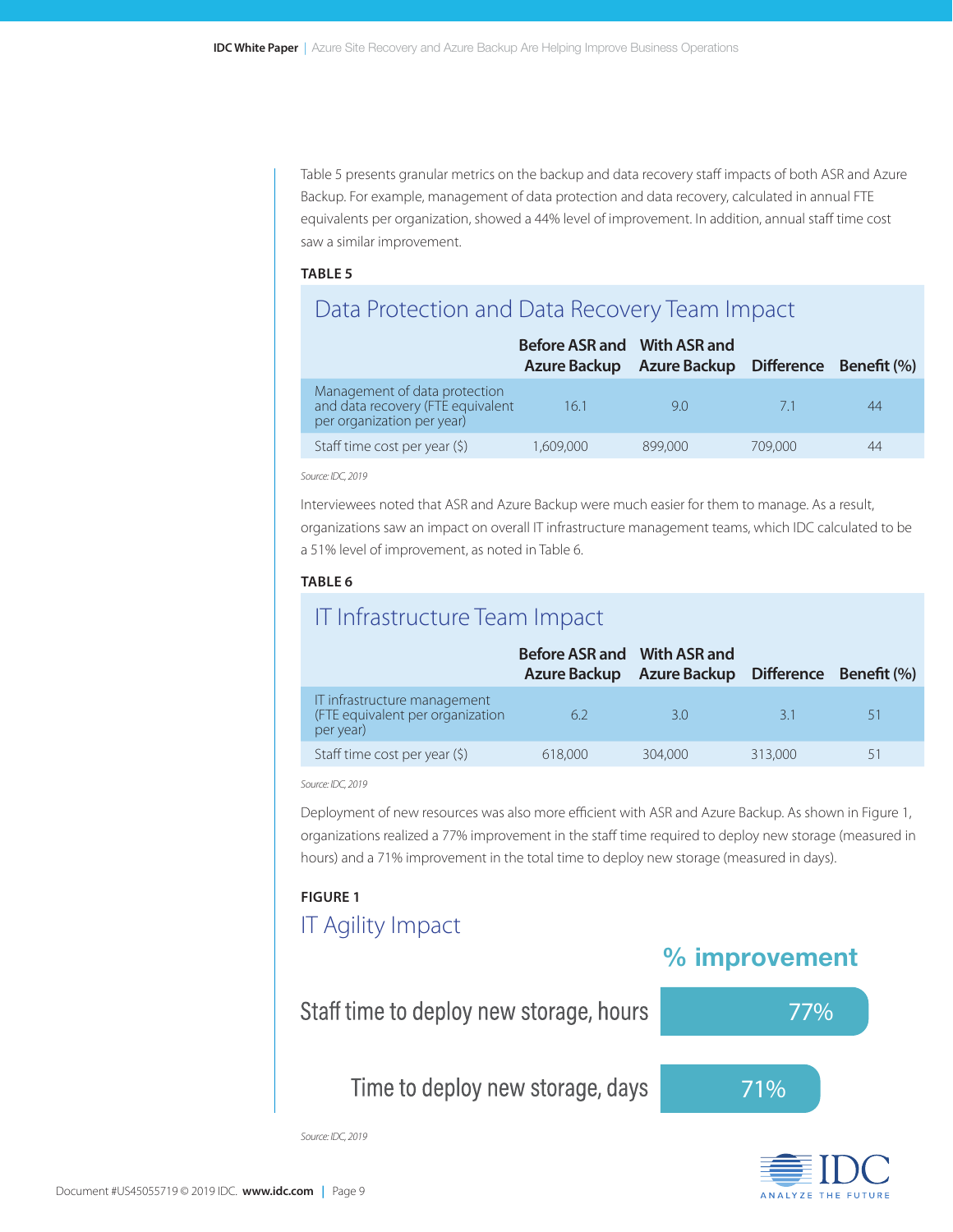Table 5 presents granular metrics on the backup and data recovery staff impacts of both ASR and Azure Backup. For example, management of data protection and data recovery, calculated in annual FTE equivalents per organization, showed a 44% level of improvement. In addition, annual staff time cost saw a similar improvement.

**TABLE 5**

## Data Protection and Data Recovery Team Impact

| | Before ASR and Azure Backup | With ASR and Azure Backup | Difference | Benefit (%) |
|---|---|---|---|---|
| Management of data protection and data recovery (FTE equivalent per organization per year) | 16.1 | 9.0 | 7.1 | 44 |
| Staff time cost per year ($) | 1,609,000 | 899,000 | 709,000 | 44 |

*Source: IDC, 2019*

Interviewees noted that ASR and Azure Backup were much easier for them to manage. As a result, organizations saw an impact on overall IT infrastructure management teams, which IDC calculated to be a 51% level of improvement, as noted in Table 6.

**TABLE 6**

## IT Infrastructure Team Impact

| | Before ASR and Azure Backup | With ASR and Azure Backup | Difference | Benefit (%) |
|---|---|---|---|---|
| IT infrastructure management (FTE equivalent per organization per year) | 6.2 | 3.0 | 3.1 | 51 |
| Staff time cost per year ($) | 618,000 | 304,000 | 313,000 | 51 |

*Source: IDC, 2019*

Deployment of new resources was also more efficient with ASR and Azure Backup. As shown in Figure 1, organizations realized a 77% improvement in the staff time required to deploy new storage (measured in hours) and a 71% improvement in the total time to deploy new storage (measured in days).

**FIGURE 1**

## IT Agility Impact

| | % improvement |
|---|---|
| Staff time to deploy new storage, hours | 77% |
| Time to deploy new storage, days | 71% |

*Source: IDC, 2019*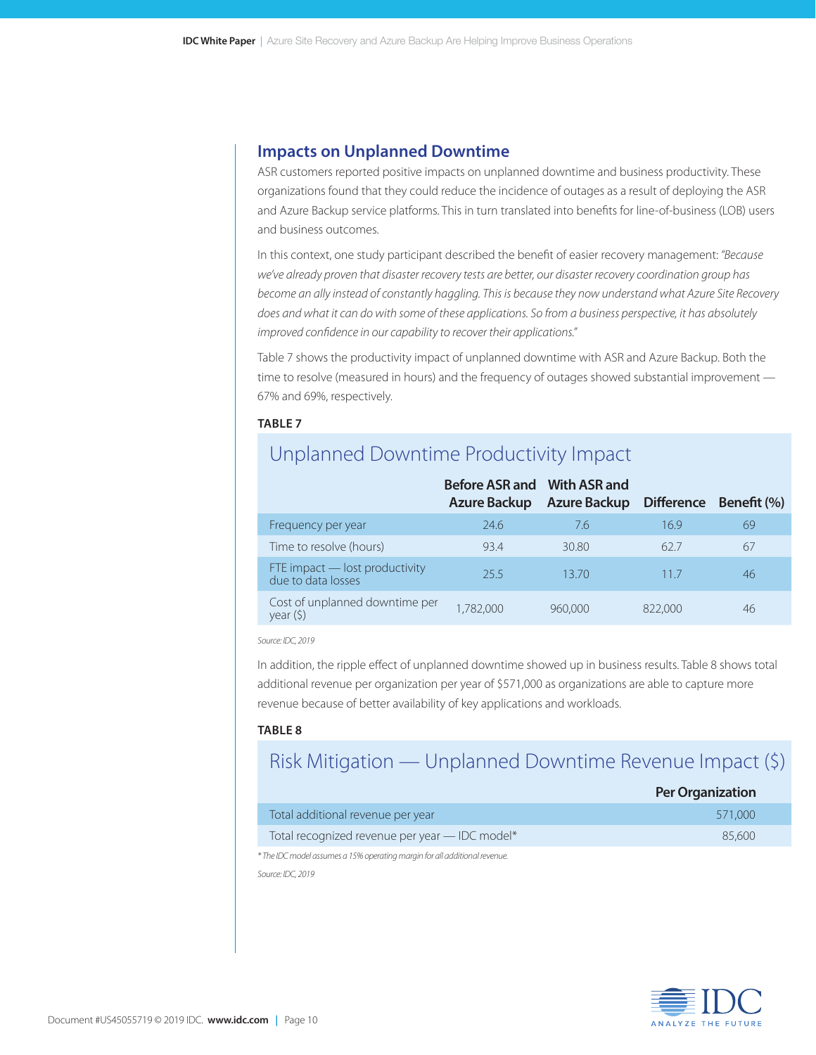## Impacts on Unplanned Downtime

ASR customers reported positive impacts on unplanned downtime and business productivity. These organizations found that they could reduce the incidence of outages as a result of deploying the ASR and Azure Backup service platforms. This in turn translated into benefits for line-of-business (LOB) users and business outcomes.

In this context, one study participant described the benefit of easier recovery management: *"Because we've already proven that disaster recovery tests are better, our disaster recovery coordination group has become an ally instead of constantly haggling. This is because they now understand what Azure Site Recovery does and what it can do with some of these applications. So from a business perspective, it has absolutely improved confidence in our capability to recover their applications."*

Table 7 shows the productivity impact of unplanned downtime with ASR and Azure Backup. Both the time to resolve (measured in hours) and the frequency of outages showed substantial improvement — 67% and 69%, respectively.

**TABLE 7**

### Unplanned Downtime Productivity Impact

| | Before ASR and Azure Backup | With ASR and Azure Backup | Difference | Benefit (%) |
|---|---|---|---|---|
| Frequency per year | 24.6 | 7.6 | 16.9 | 69 |
| Time to resolve (hours) | 93.4 | 30.80 | 62.7 | 67 |
| FTE impact — lost productivity due to data losses | 25.5 | 13.70 | 11.7 | 46 |
| Cost of unplanned downtime per year ($) | 1,782,000 | 960,000 | 822,000 | 46 |

*Source: IDC, 2019*

In addition, the ripple effect of unplanned downtime showed up in business results. Table 8 shows total additional revenue per organization per year of $571,000 as organizations are able to capture more revenue because of better availability of key applications and workloads.

**TABLE 8**

### Risk Mitigation — Unplanned Downtime Revenue Impact ($)

| | Per Organization |
|---|---|
| Total additional revenue per year | 571,000 |
| Total recognized revenue per year — IDC model* | 85,600 |

*\* The IDC model assumes a 15% operating margin for all additional revenue.*

*Source: IDC, 2019*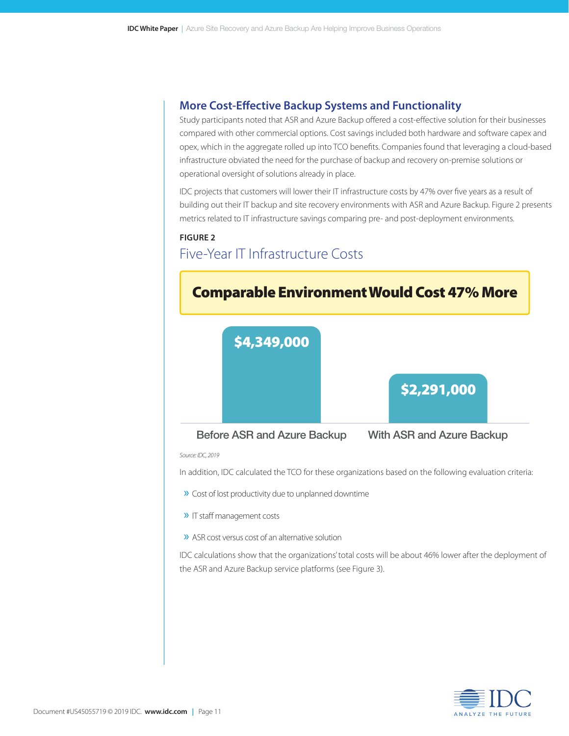## More Cost-Effective Backup Systems and Functionality

Study participants noted that ASR and Azure Backup offered a cost-effective solution for their businesses compared with other commercial options. Cost savings included both hardware and software capex and opex, which in the aggregate rolled up into TCO benefits. Companies found that leveraging a cloud-based infrastructure obviated the need for the purchase of backup and recovery on-premise solutions or operational oversight of solutions already in place.

IDC projects that customers will lower their IT infrastructure costs by 47% over five years as a result of building out their IT backup and site recovery environments with ASR and Azure Backup. Figure 2 presents metrics related to IT infrastructure savings comparing pre- and post-deployment environments.

**FIGURE 2**

### Five-Year IT Infrastructure Costs

**Comparable Environment Would Cost 47% More**

| Before ASR and Azure Backup | With ASR and Azure Backup |
| --- | --- |
| $4,349,000 | $2,291,000 |

*Source: IDC, 2019*

In addition, IDC calculated the TCO for these organizations based on the following evaluation criteria:

- Cost of lost productivity due to unplanned downtime
- IT staff management costs
- ASR cost versus cost of an alternative solution

IDC calculations show that the organizations' total costs will be about 46% lower after the deployment of the ASR and Azure Backup service platforms (see Figure 3).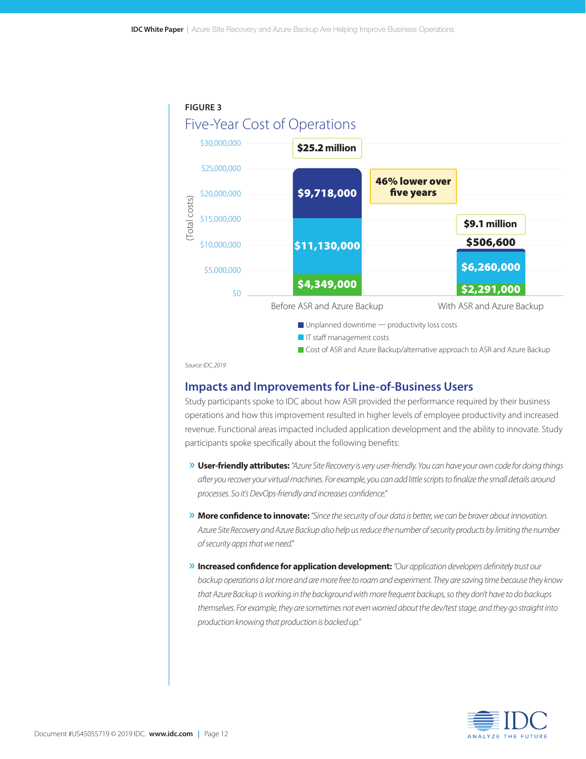**FIGURE 3**

## Five-Year Cost of Operations

| (Total costs) | Before ASR and Azure Backup | With ASR and Azure Backup |
|---|---|---|
| Unplanned downtime — productivity loss costs | $9,718,000 | $506,600 |
| IT staff management costs | $11,130,000 | $6,260,000 |
| Cost of ASR and Azure Backup/alternative approach to ASR and Azure Backup | $4,349,000 | $2,291,000 |
| Total | $25.2 million | $9.1 million |

46% lower over five years

Source: IDC, 2019

## Impacts and Improvements for Line-of-Business Users

Study participants spoke to IDC about how ASR provided the performance required by their business operations and how this improvement resulted in higher levels of employee productivity and increased revenue. Functional areas impacted included application development and the ability to innovate. Study participants spoke specifically about the following benefits:

- **User-friendly attributes:** *"Azure Site Recovery is very user-friendly. You can have your own code for doing things after you recover your virtual machines. For example, you can add little scripts to finalize the small details around processes. So it's DevOps-friendly and increases confidence."*
- **More confidence to innovate:** *"Since the security of our data is better, we can be braver about innovation. Azure Site Recovery and Azure Backup also help us reduce the number of security products by limiting the number of security apps that we need."*
- **Increased confidence for application development:** *"Our application developers definitely trust our backup operations a lot more and are more free to roam and experiment. They are saving time because they know that Azure Backup is working in the background with more frequent backups, so they don't have to do backups themselves. For example, they are sometimes not even worried about the dev/test stage, and they go straight into production knowing that production is backed up."*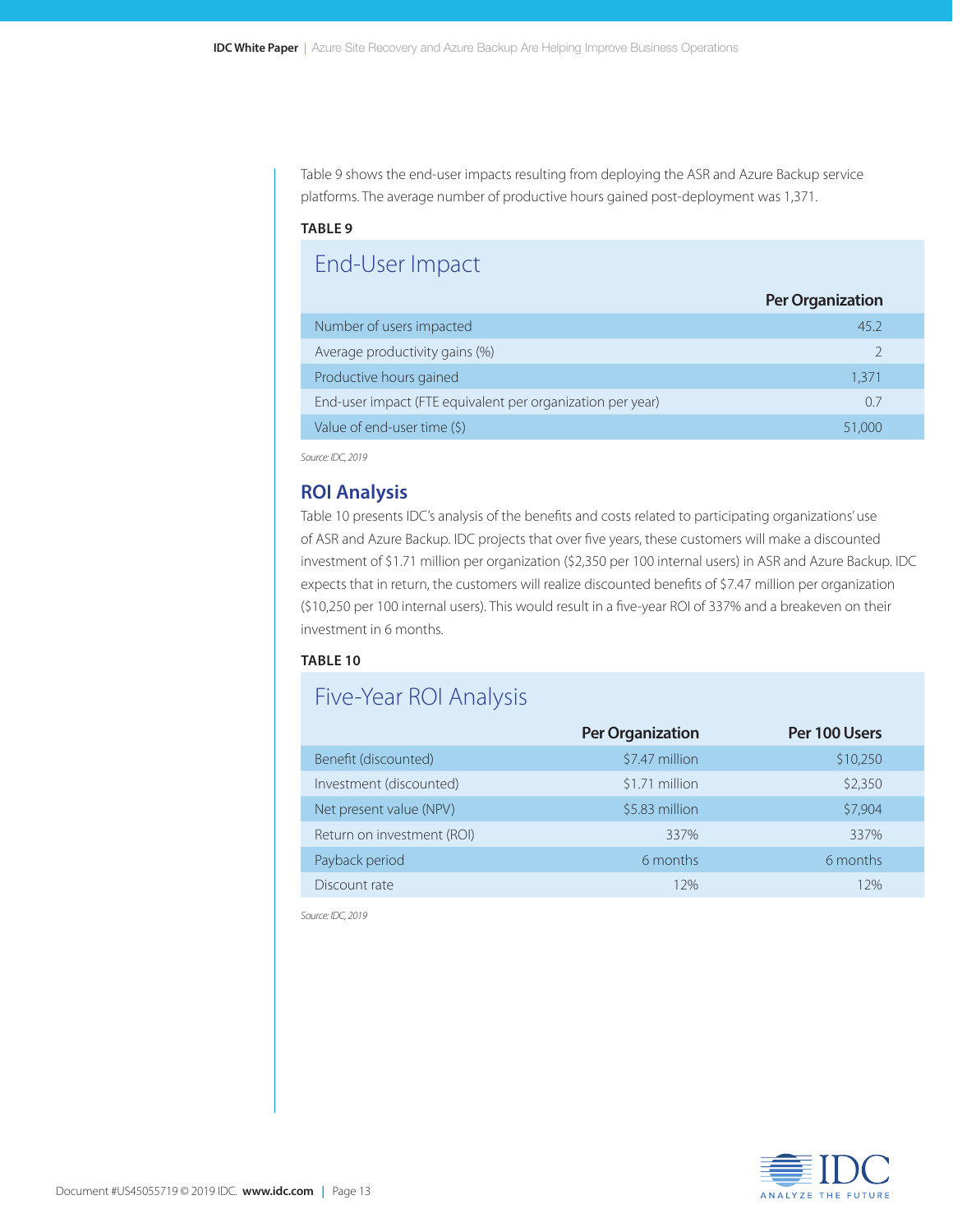Table 9 shows the end-user impacts resulting from deploying the ASR and Azure Backup service platforms. The average number of productive hours gained post-deployment was 1,371.

**TABLE 9**

## End-User Impact

| | Per Organization |
|---|---|
| Number of users impacted | 45.2 |
| Average productivity gains (%) | 2 |
| Productive hours gained | 1,371 |
| End-user impact (FTE equivalent per organization per year) | 0.7 |
| Value of end-user time ($) | 51,000 |

*Source: IDC, 2019*

## ROI Analysis

Table 10 presents IDC's analysis of the benefits and costs related to participating organizations' use of ASR and Azure Backup. IDC projects that over five years, these customers will make a discounted investment of $1.71 million per organization ($2,350 per 100 internal users) in ASR and Azure Backup. IDC expects that in return, the customers will realize discounted benefits of $7.47 million per organization ($10,250 per 100 internal users). This would result in a five-year ROI of 337% and a breakeven on their investment in 6 months.

**TABLE 10**

## Five-Year ROI Analysis

| | Per Organization | Per 100 Users |
|---|---|---|
| Benefit (discounted) | $7.47 million | $10,250 |
| Investment (discounted) | $1.71 million | $2,350 |
| Net present value (NPV) | $5.83 million | $7,904 |
| Return on investment (ROI) | 337% | 337% |
| Payback period | 6 months | 6 months |
| Discount rate | 12% | 12% |

*Source: IDC, 2019*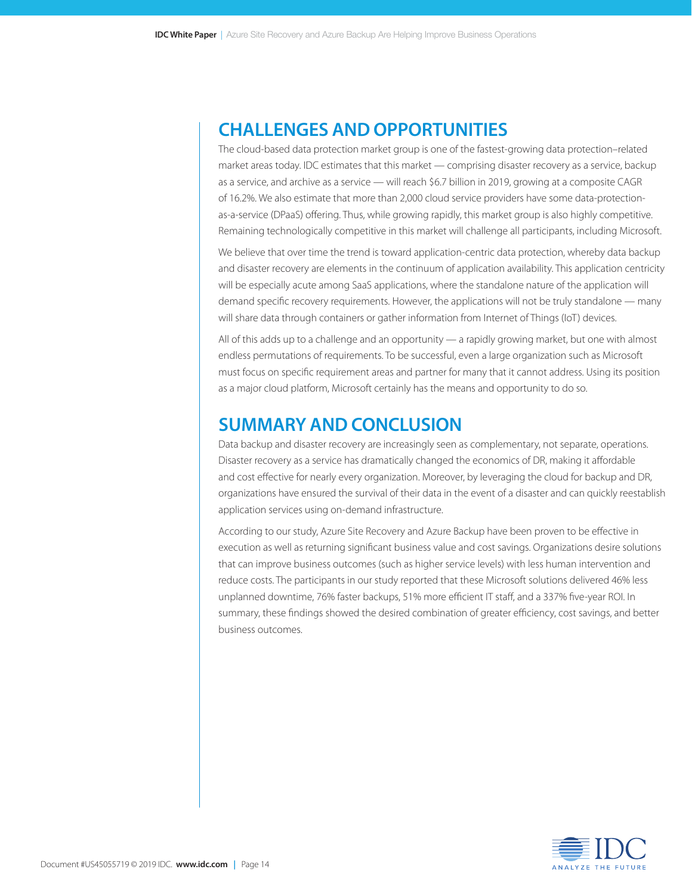## CHALLENGES AND OPPORTUNITIES

The cloud-based data protection market group is one of the fastest-growing data protection–related market areas today. IDC estimates that this market — comprising disaster recovery as a service, backup as a service, and archive as a service — will reach $6.7 billion in 2019, growing at a composite CAGR of 16.2%. We also estimate that more than 2,000 cloud service providers have some data-protection-as-a-service (DPaaS) offering. Thus, while growing rapidly, this market group is also highly competitive. Remaining technologically competitive in this market will challenge all participants, including Microsoft.

We believe that over time the trend is toward application-centric data protection, whereby data backup and disaster recovery are elements in the continuum of application availability. This application centricity will be especially acute among SaaS applications, where the standalone nature of the application will demand specific recovery requirements. However, the applications will not be truly standalone — many will share data through containers or gather information from Internet of Things (IoT) devices.

All of this adds up to a challenge and an opportunity — a rapidly growing market, but one with almost endless permutations of requirements. To be successful, even a large organization such as Microsoft must focus on specific requirement areas and partner for many that it cannot address. Using its position as a major cloud platform, Microsoft certainly has the means and opportunity to do so.

## SUMMARY AND CONCLUSION

Data backup and disaster recovery are increasingly seen as complementary, not separate, operations. Disaster recovery as a service has dramatically changed the economics of DR, making it affordable and cost effective for nearly every organization. Moreover, by leveraging the cloud for backup and DR, organizations have ensured the survival of their data in the event of a disaster and can quickly reestablish application services using on-demand infrastructure.

According to our study, Azure Site Recovery and Azure Backup have been proven to be effective in execution as well as returning significant business value and cost savings. Organizations desire solutions that can improve business outcomes (such as higher service levels) with less human intervention and reduce costs. The participants in our study reported that these Microsoft solutions delivered 46% less unplanned downtime, 76% faster backups, 51% more efficient IT staff, and a 337% five-year ROI. In summary, these findings showed the desired combination of greater efficiency, cost savings, and better business outcomes.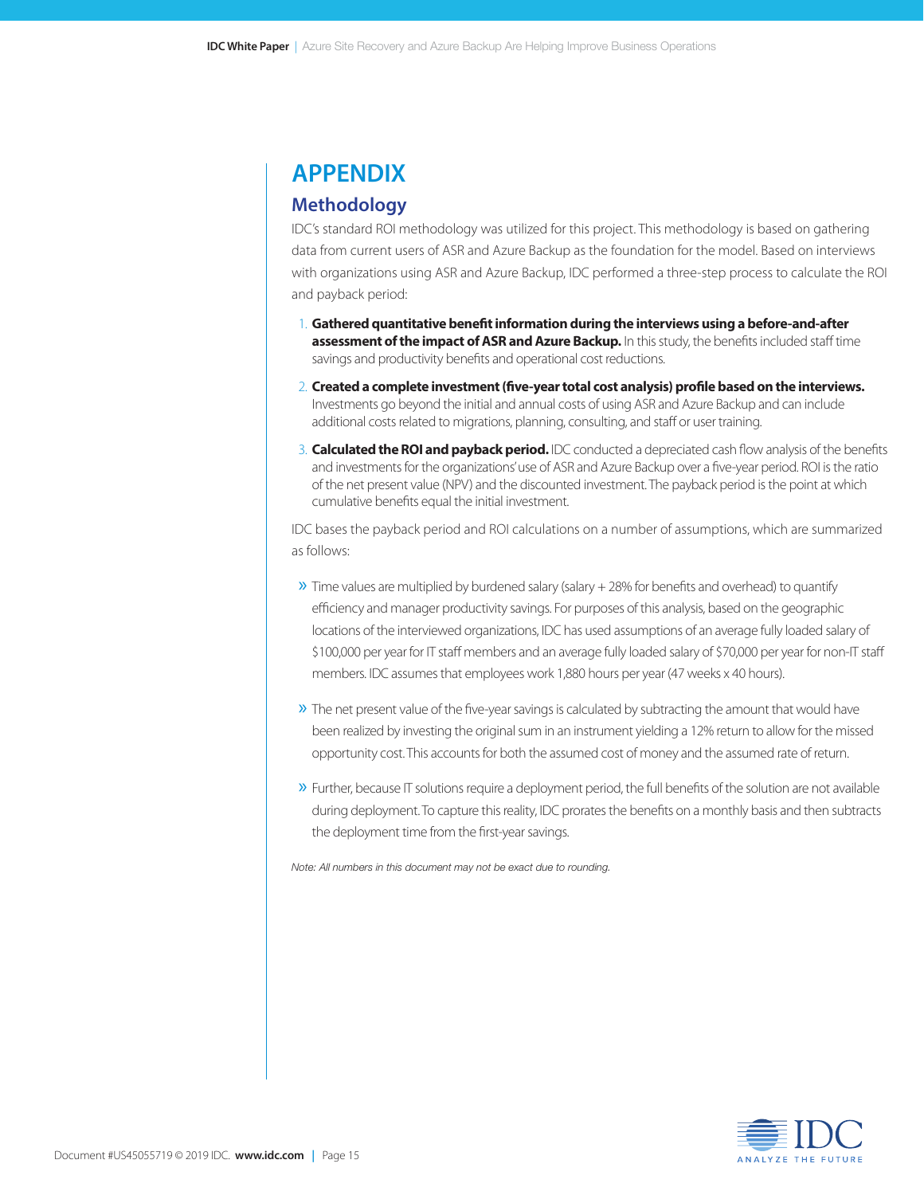# APPENDIX

## Methodology

IDC's standard ROI methodology was utilized for this project. This methodology is based on gathering data from current users of ASR and Azure Backup as the foundation for the model. Based on interviews with organizations using ASR and Azure Backup, IDC performed a three-step process to calculate the ROI and payback period:

1. **Gathered quantitative benefit information during the interviews using a before-and-after assessment of the impact of ASR and Azure Backup.** In this study, the benefits included staff time savings and productivity benefits and operational cost reductions.
2. **Created a complete investment (five-year total cost analysis) profile based on the interviews.** Investments go beyond the initial and annual costs of using ASR and Azure Backup and can include additional costs related to migrations, planning, consulting, and staff or user training.
3. **Calculated the ROI and payback period.** IDC conducted a depreciated cash flow analysis of the benefits and investments for the organizations' use of ASR and Azure Backup over a five-year period. ROI is the ratio of the net present value (NPV) and the discounted investment. The payback period is the point at which cumulative benefits equal the initial investment.

IDC bases the payback period and ROI calculations on a number of assumptions, which are summarized as follows:

- Time values are multiplied by burdened salary (salary + 28% for benefits and overhead) to quantify efficiency and manager productivity savings. For purposes of this analysis, based on the geographic locations of the interviewed organizations, IDC has used assumptions of an average fully loaded salary of $100,000 per year for IT staff members and an average fully loaded salary of $70,000 per year for non-IT staff members. IDC assumes that employees work 1,880 hours per year (47 weeks x 40 hours).
- The net present value of the five-year savings is calculated by subtracting the amount that would have been realized by investing the original sum in an instrument yielding a 12% return to allow for the missed opportunity cost. This accounts for both the assumed cost of money and the assumed rate of return.
- Further, because IT solutions require a deployment period, the full benefits of the solution are not available during deployment. To capture this reality, IDC prorates the benefits on a monthly basis and then subtracts the deployment time from the first-year savings.

*Note: All numbers in this document may not be exact due to rounding.*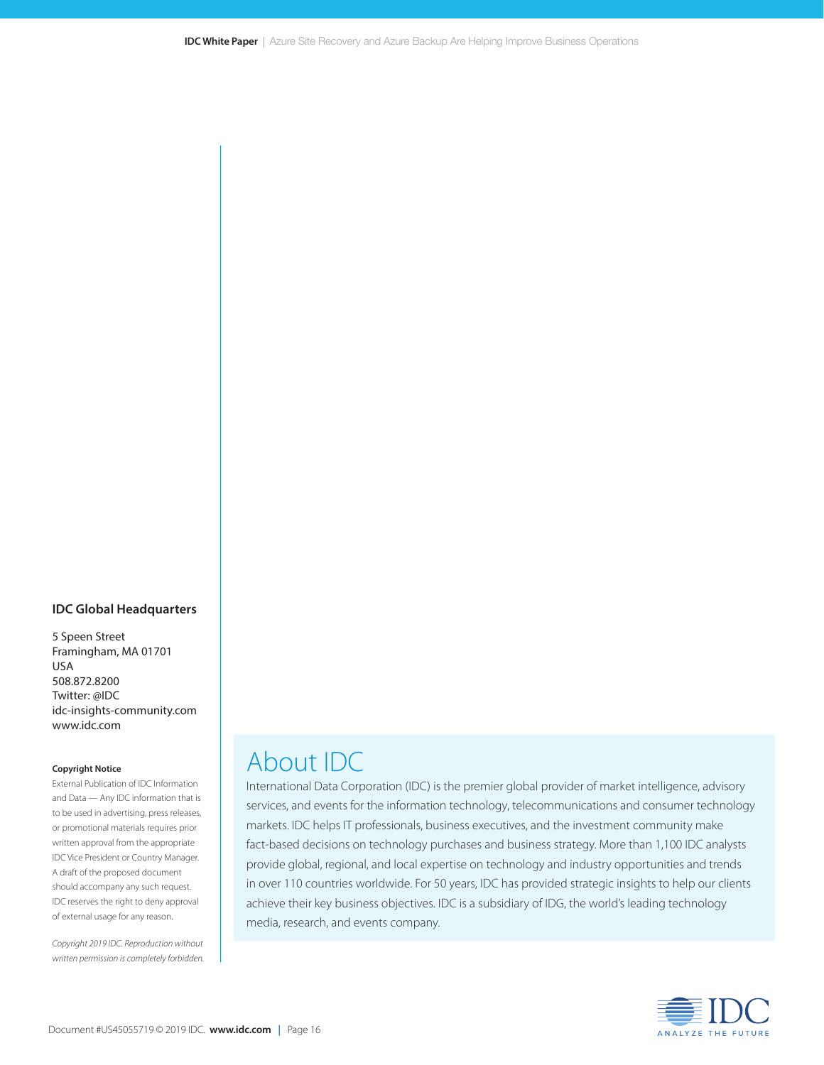**IDC Global Headquarters**

5 Speen Street
Framingham, MA 01701
USA
508.872.8200
Twitter: @IDC
idc-insights-community.com
www.idc.com

**Copyright Notice**

External Publication of IDC Information and Data — Any IDC information that is to be used in advertising, press releases, or promotional materials requires prior written approval from the appropriate IDC Vice President or Country Manager. A draft of the proposed document should accompany any such request. IDC reserves the right to deny approval of external usage for any reason.

*Copyright 2019 IDC. Reproduction without written permission is completely forbidden.*

# About IDC

International Data Corporation (IDC) is the premier global provider of market intelligence, advisory services, and events for the information technology, telecommunications and consumer technology markets. IDC helps IT professionals, business executives, and the investment community make fact-based decisions on technology purchases and business strategy. More than 1,100 IDC analysts provide global, regional, and local expertise on technology and industry opportunities and trends in over 110 countries worldwide. For 50 years, IDC has provided strategic insights to help our clients achieve their key business objectives. IDC is a subsidiary of IDG, the world's leading technology media, research, and events company.